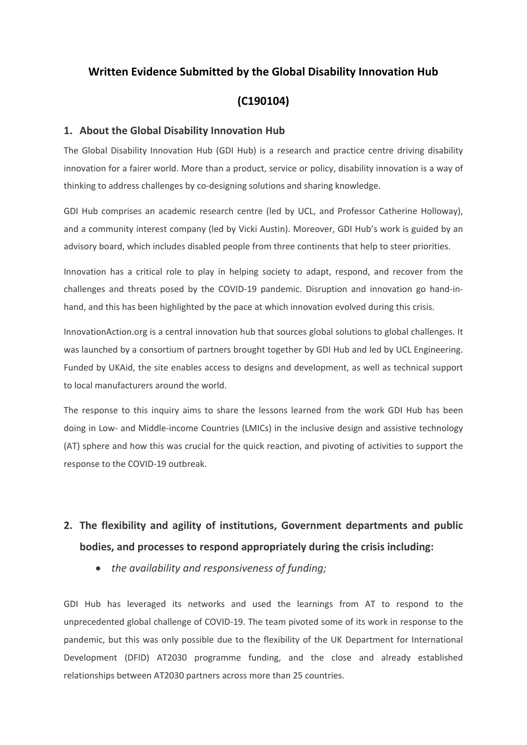# Written Evidence Submitted by the Global Disability Innovation Hub

# (C190104)

## 1. About the Global Disability Innovation Hub

The Global Disability Innovation Hub (GDI Hub) is a research and practice centre driving disability innovation for a fairer world. More than a product, service or policy, disability innovation is a way of thinking to address challenges by co-designing solutions and sharing knowledge.

GDI Hub comprises an academic research centre (led by UCL, and Professor Catherine Holloway), and a community interest company (led by Vicki Austin). Moreover, GDI Hub's work is guided by an advisory board, which includes disabled people from three continents that help to steer priorities.

Innovation has a critical role to play in helping society to adapt, respond, and recover from the challenges and threats posed by the COVID-19 pandemic. Disruption and innovation go hand-in-hand, and this has been highlighted by the pace at which innovation evolved during this crisis.

InnovationAction.org is a central innovation hub that sources global solutions to global challenges. It was launched by a consortium of partners brought together by GDI Hub and led by UCL Engineering. Funded by UKAid, the site enables access to designs and development, as well as technical support to local manufacturers around the world.

The response to this inquiry aims to share the lessons learned from the work GDI Hub has been doing in Low- and Middle-income Countries (LMICs) in the inclusive design and assistive technology (AT) sphere and how this was crucial for the quick reaction, and pivoting of activities to support the response to the COVID-19 outbreak.

## 2. The flexibility and agility of institutions, Government departments and public bodies, and processes to respond appropriately during the crisis including:

- *the availability and responsiveness of funding;*

GDI Hub has leveraged its networks and used the learnings from AT to respond to the unprecedented global challenge of COVID-19. The team pivoted some of its work in response to the pandemic, but this was only possible due to the flexibility of the UK Department for International Development (DFID) AT2030 programme funding, and the close and already established relationships between AT2030 partners across more than 25 countries.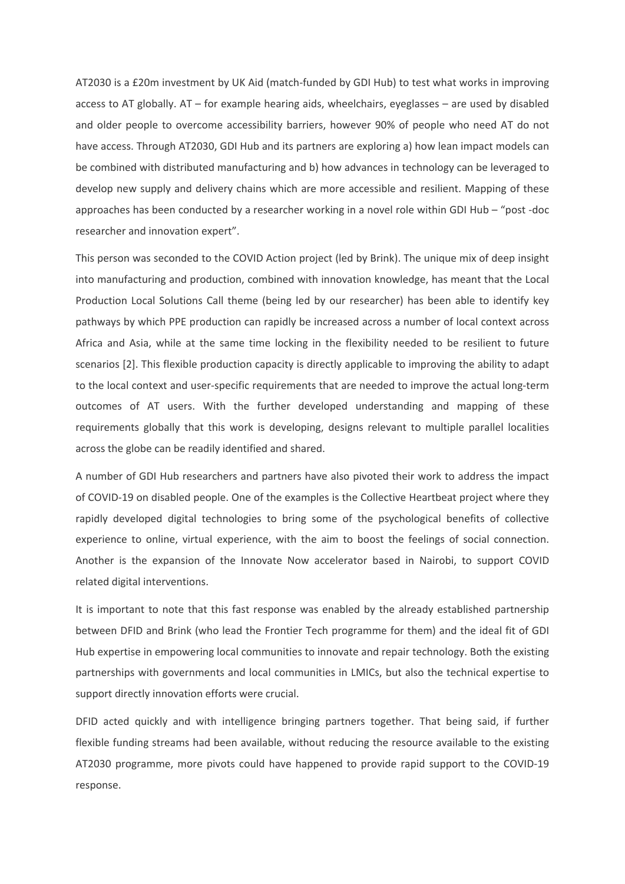AT2030 is a £20m investment by UK Aid (match-funded by GDI Hub) to test what works in improving access to AT globally. AT – for example hearing aids, wheelchairs, eyeglasses – are used by disabled and older people to overcome accessibility barriers, however 90% of people who need AT do not have access. Through AT2030, GDI Hub and its partners are exploring a) how lean impact models can be combined with distributed manufacturing and b) how advances in technology can be leveraged to develop new supply and delivery chains which are more accessible and resilient. Mapping of these approaches has been conducted by a researcher working in a novel role within GDI Hub – "post -doc researcher and innovation expert".

This person was seconded to the COVID Action project (led by Brink). The unique mix of deep insight into manufacturing and production, combined with innovation knowledge, has meant that the Local Production Local Solutions Call theme (being led by our researcher) has been able to identify key pathways by which PPE production can rapidly be increased across a number of local context across Africa and Asia, while at the same time locking in the flexibility needed to be resilient to future scenarios [2]. This flexible production capacity is directly applicable to improving the ability to adapt to the local context and user-specific requirements that are needed to improve the actual long-term outcomes of AT users. With the further developed understanding and mapping of these requirements globally that this work is developing, designs relevant to multiple parallel localities across the globe can be readily identified and shared.

A number of GDI Hub researchers and partners have also pivoted their work to address the impact of COVID-19 on disabled people. One of the examples is the Collective Heartbeat project where they rapidly developed digital technologies to bring some of the psychological benefits of collective experience to online, virtual experience, with the aim to boost the feelings of social connection. Another is the expansion of the Innovate Now accelerator based in Nairobi, to support COVID related digital interventions.

It is important to note that this fast response was enabled by the already established partnership between DFID and Brink (who lead the Frontier Tech programme for them) and the ideal fit of GDI Hub expertise in empowering local communities to innovate and repair technology. Both the existing partnerships with governments and local communities in LMICs, but also the technical expertise to support directly innovation efforts were crucial.

DFID acted quickly and with intelligence bringing partners together. That being said, if further flexible funding streams had been available, without reducing the resource available to the existing AT2030 programme, more pivots could have happened to provide rapid support to the COVID-19 response.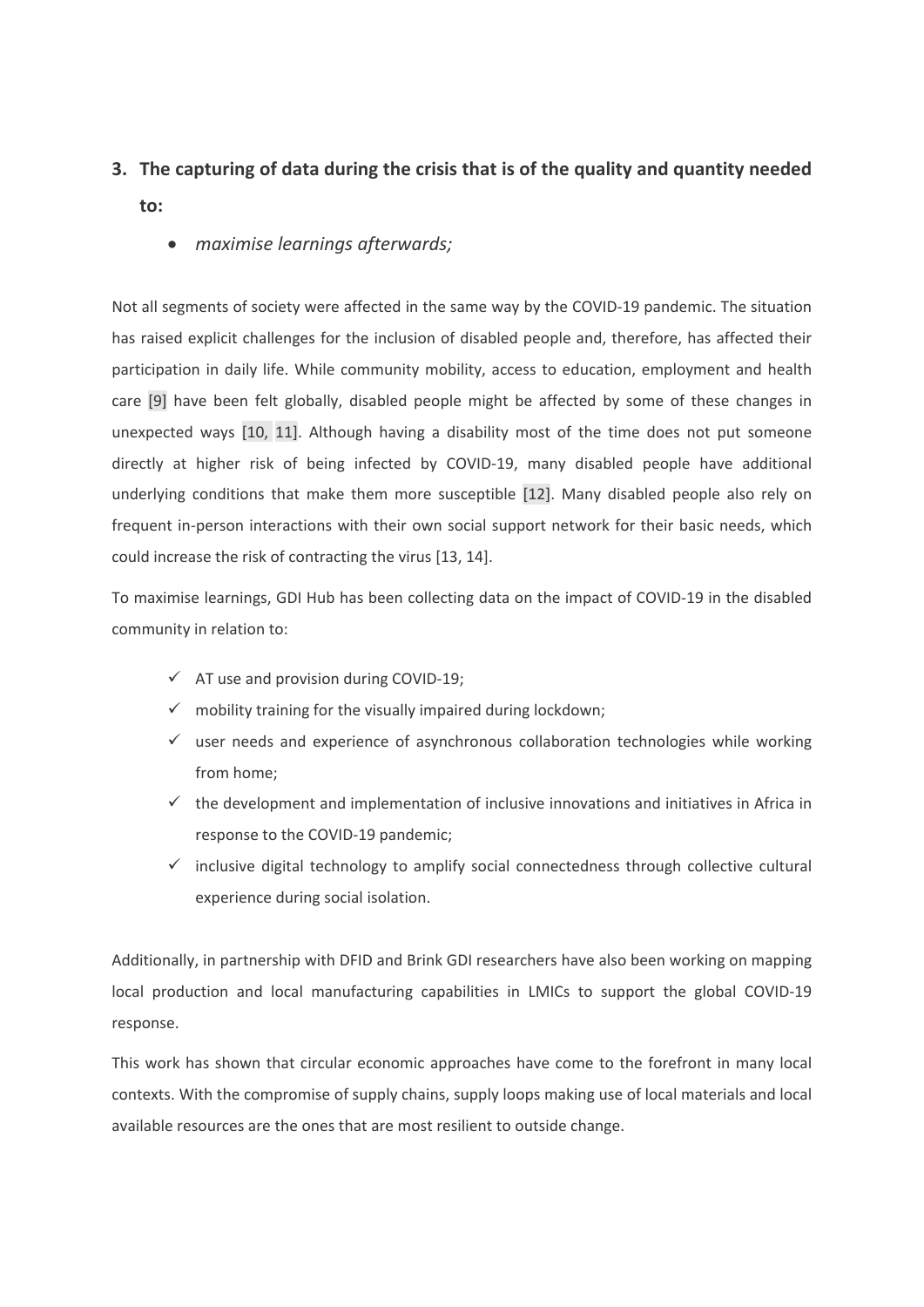3. **The capturing of data during the crisis that is of the quality and quantity needed to:**

    - *maximise learnings afterwards;*

Not all segments of society were affected in the same way by the COVID-19 pandemic. The situation has raised explicit challenges for the inclusion of disabled people and, therefore, has affected their participation in daily life. While community mobility, access to education, employment and health care [9] have been felt globally, disabled people might be affected by some of these changes in unexpected ways [10, 11]. Although having a disability most of the time does not put someone directly at higher risk of being infected by COVID-19, many disabled people have additional underlying conditions that make them more susceptible [12]. Many disabled people also rely on frequent in-person interactions with their own social support network for their basic needs, which could increase the risk of contracting the virus [13, 14].

To maximise learnings, GDI Hub has been collecting data on the impact of COVID-19 in the disabled community in relation to:

- ✓ AT use and provision during COVID-19;
- ✓ mobility training for the visually impaired during lockdown;
- ✓ user needs and experience of asynchronous collaboration technologies while working from home;
- ✓ the development and implementation of inclusive innovations and initiatives in Africa in response to the COVID-19 pandemic;
- ✓ inclusive digital technology to amplify social connectedness through collective cultural experience during social isolation.

Additionally, in partnership with DFID and Brink GDI researchers have also been working on mapping local production and local manufacturing capabilities in LMICs to support the global COVID-19 response.

This work has shown that circular economic approaches have come to the forefront in many local contexts. With the compromise of supply chains, supply loops making use of local materials and local available resources are the ones that are most resilient to outside change.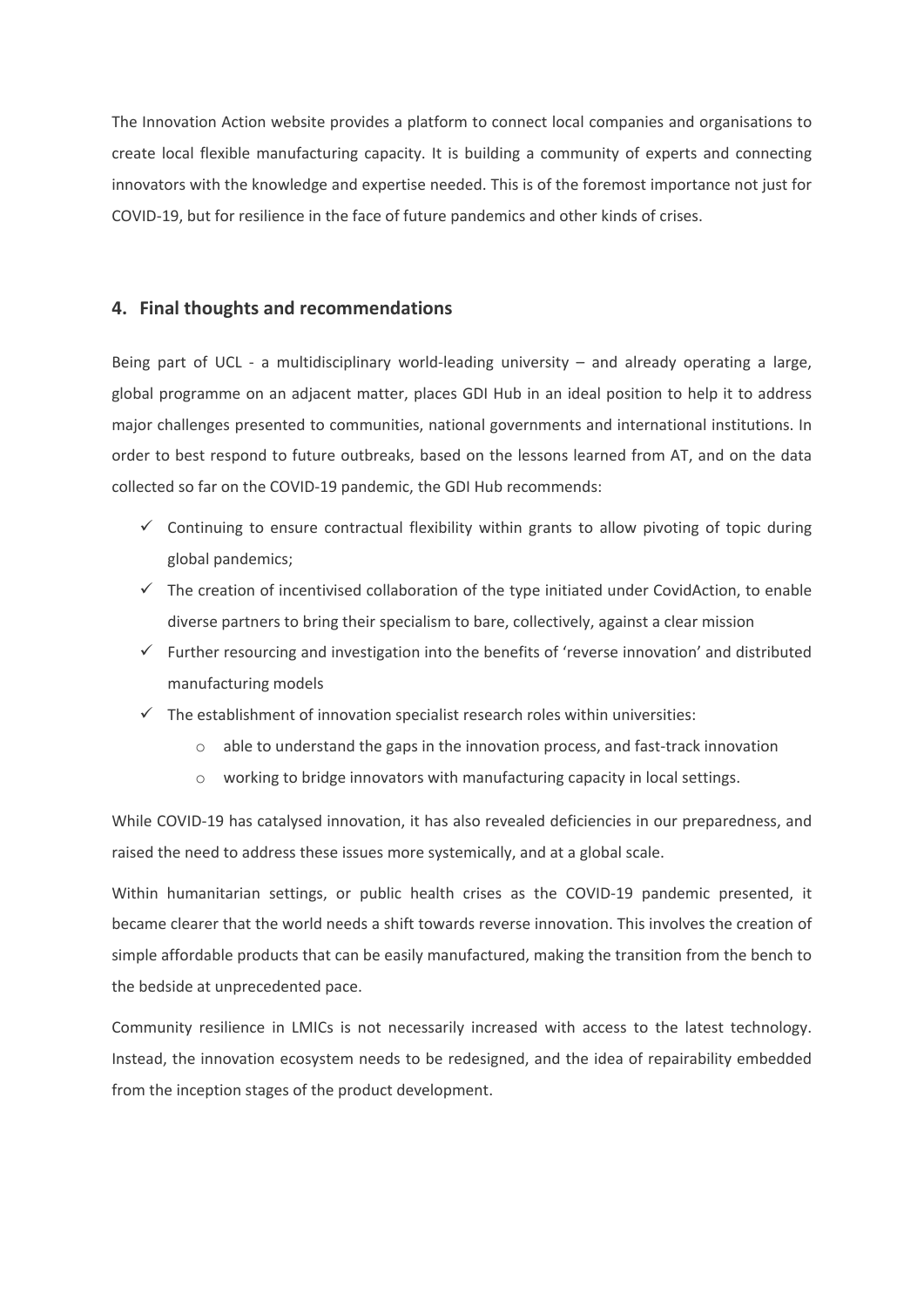The Innovation Action website provides a platform to connect local companies and organisations to create local flexible manufacturing capacity. It is building a community of experts and connecting innovators with the knowledge and expertise needed. This is of the foremost importance not just for COVID-19, but for resilience in the face of future pandemics and other kinds of crises.

## 4. Final thoughts and recommendations

Being part of UCL - a multidisciplinary world-leading university – and already operating a large, global programme on an adjacent matter, places GDI Hub in an ideal position to help it to address major challenges presented to communities, national governments and international institutions. In order to best respond to future outbreaks, based on the lessons learned from AT, and on the data collected so far on the COVID-19 pandemic, the GDI Hub recommends:

- ✓ Continuing to ensure contractual flexibility within grants to allow pivoting of topic during global pandemics;
- ✓ The creation of incentivised collaboration of the type initiated under CovidAction, to enable diverse partners to bring their specialism to bare, collectively, against a clear mission
- ✓ Further resourcing and investigation into the benefits of 'reverse innovation' and distributed manufacturing models
- ✓ The establishment of innovation specialist research roles within universities:
  - able to understand the gaps in the innovation process, and fast-track innovation
  - working to bridge innovators with manufacturing capacity in local settings.

While COVID-19 has catalysed innovation, it has also revealed deficiencies in our preparedness, and raised the need to address these issues more systemically, and at a global scale.

Within humanitarian settings, or public health crises as the COVID-19 pandemic presented, it became clearer that the world needs a shift towards reverse innovation. This involves the creation of simple affordable products that can be easily manufactured, making the transition from the bench to the bedside at unprecedented pace.

Community resilience in LMICs is not necessarily increased with access to the latest technology. Instead, the innovation ecosystem needs to be redesigned, and the idea of repairability embedded from the inception stages of the product development.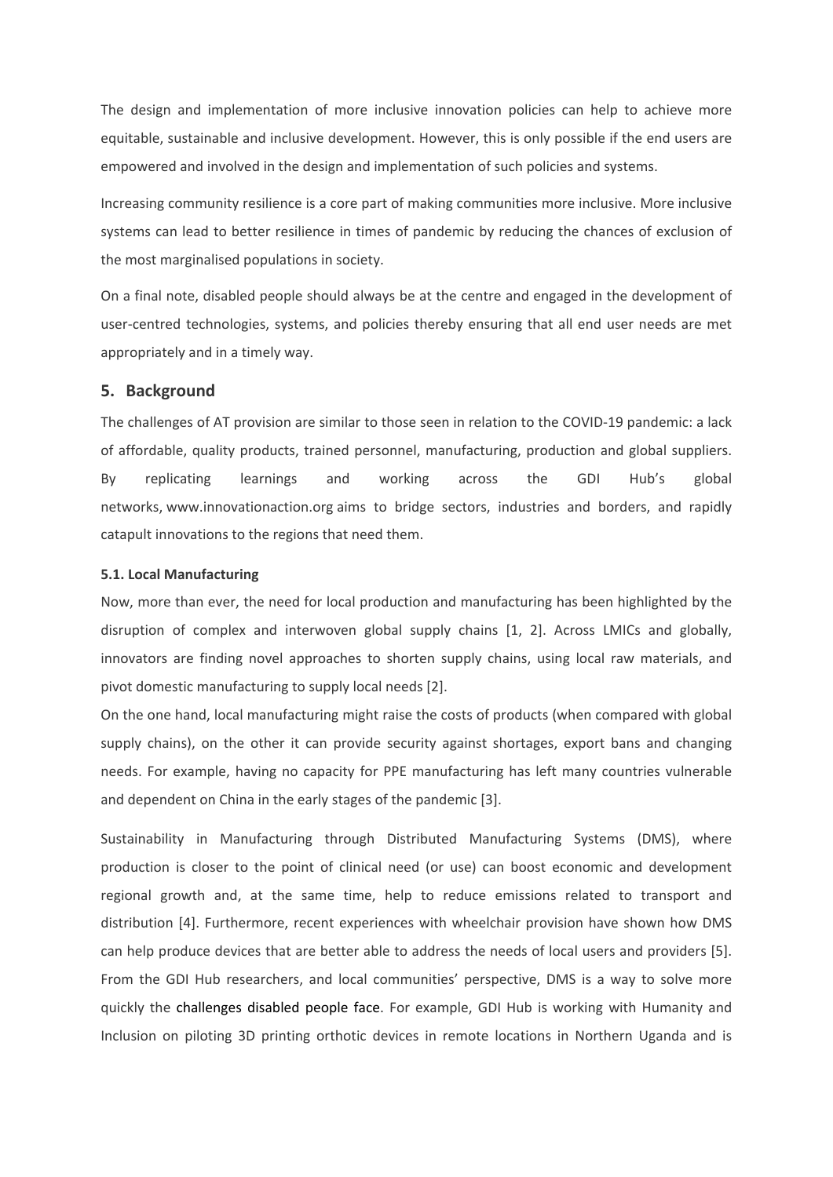The design and implementation of more inclusive innovation policies can help to achieve more equitable, sustainable and inclusive development. However, this is only possible if the end users are empowered and involved in the design and implementation of such policies and systems.

Increasing community resilience is a core part of making communities more inclusive. More inclusive systems can lead to better resilience in times of pandemic by reducing the chances of exclusion of the most marginalised populations in society.

On a final note, disabled people should always be at the centre and engaged in the development of user-centred technologies, systems, and policies thereby ensuring that all end user needs are met appropriately and in a timely way.

## 5. Background

The challenges of AT provision are similar to those seen in relation to the COVID-19 pandemic: a lack of affordable, quality products, trained personnel, manufacturing, production and global suppliers. By replicating learnings and working across the GDI Hub's global networks, www.innovationaction.org aims to bridge sectors, industries and borders, and rapidly catapult innovations to the regions that need them.

### 5.1. Local Manufacturing

Now, more than ever, the need for local production and manufacturing has been highlighted by the disruption of complex and interwoven global supply chains [1, 2]. Across LMICs and globally, innovators are finding novel approaches to shorten supply chains, using local raw materials, and pivot domestic manufacturing to supply local needs [2].

On the one hand, local manufacturing might raise the costs of products (when compared with global supply chains), on the other it can provide security against shortages, export bans and changing needs. For example, having no capacity for PPE manufacturing has left many countries vulnerable and dependent on China in the early stages of the pandemic [3].

Sustainability in Manufacturing through Distributed Manufacturing Systems (DMS), where production is closer to the point of clinical need (or use) can boost economic and development regional growth and, at the same time, help to reduce emissions related to transport and distribution [4]. Furthermore, recent experiences with wheelchair provision have shown how DMS can help produce devices that are better able to address the needs of local users and providers [5]. From the GDI Hub researchers, and local communities' perspective, DMS is a way to solve more quickly the challenges disabled people face. For example, GDI Hub is working with Humanity and Inclusion on piloting 3D printing orthotic devices in remote locations in Northern Uganda and is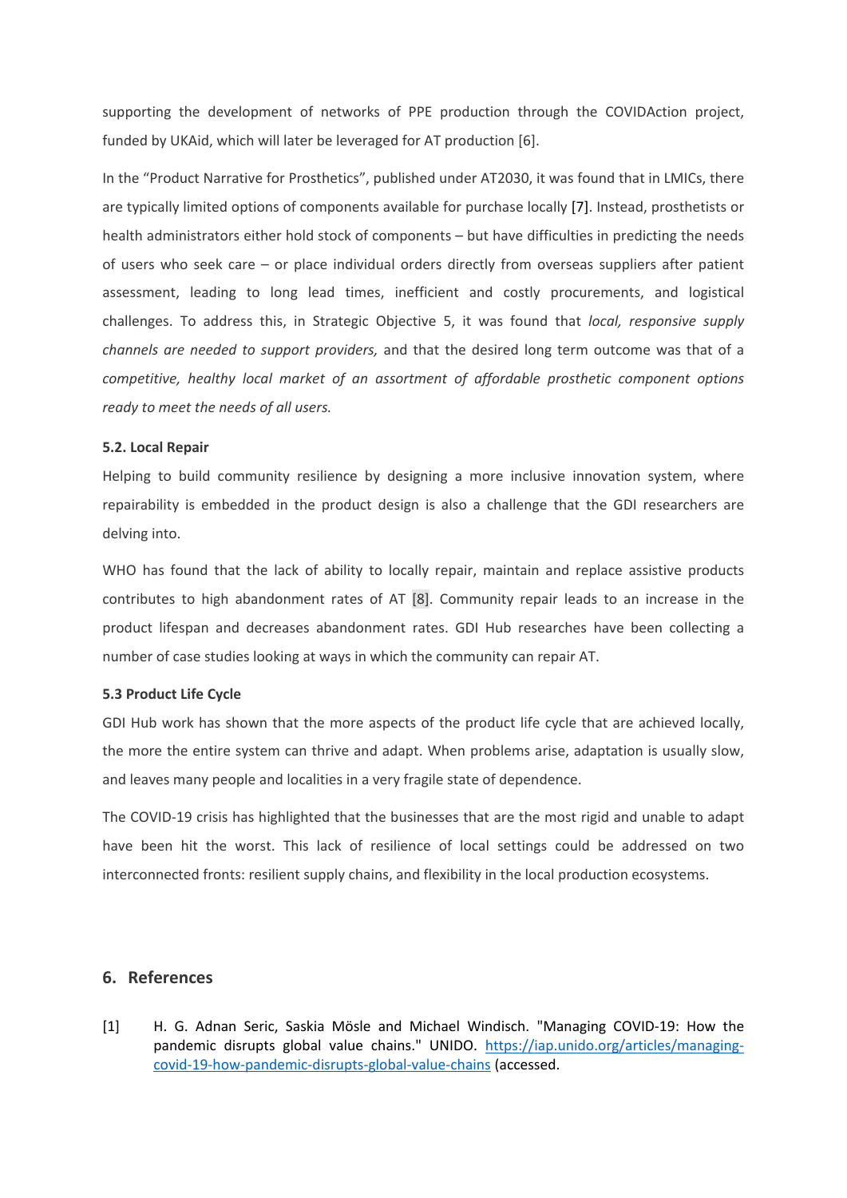supporting the development of networks of PPE production through the COVIDAction project, funded by UKAid, which will later be leveraged for AT production [6].

In the "Product Narrative for Prosthetics", published under AT2030, it was found that in LMICs, there are typically limited options of components available for purchase locally [7]. Instead, prosthetists or health administrators either hold stock of components – but have difficulties in predicting the needs of users who seek care – or place individual orders directly from overseas suppliers after patient assessment, leading to long lead times, inefficient and costly procurements, and logistical challenges. To address this, in Strategic Objective 5, it was found that *local, responsive supply channels are needed to support providers,* and that the desired long term outcome was that of a *competitive, healthy local market of an assortment of affordable prosthetic component options ready to meet the needs of all users.*

### 5.2. Local Repair

Helping to build community resilience by designing a more inclusive innovation system, where repairability is embedded in the product design is also a challenge that the GDI researchers are delving into.

WHO has found that the lack of ability to locally repair, maintain and replace assistive products contributes to high abandonment rates of AT [8]. Community repair leads to an increase in the product lifespan and decreases abandonment rates. GDI Hub researches have been collecting a number of case studies looking at ways in which the community can repair AT.

### 5.3 Product Life Cycle

GDI Hub work has shown that the more aspects of the product life cycle that are achieved locally, the more the entire system can thrive and adapt. When problems arise, adaptation is usually slow, and leaves many people and localities in a very fragile state of dependence.

The COVID-19 crisis has highlighted that the businesses that are the most rigid and unable to adapt have been hit the worst. This lack of resilience of local settings could be addressed on two interconnected fronts: resilient supply chains, and flexibility in the local production ecosystems.

## 6. References

[1] H. G. Adnan Seric, Saskia Mösle and Michael Windisch. "Managing COVID-19: How the pandemic disrupts global value chains." UNIDO. https://iap.unido.org/articles/managing-covid-19-how-pandemic-disrupts-global-value-chains (accessed.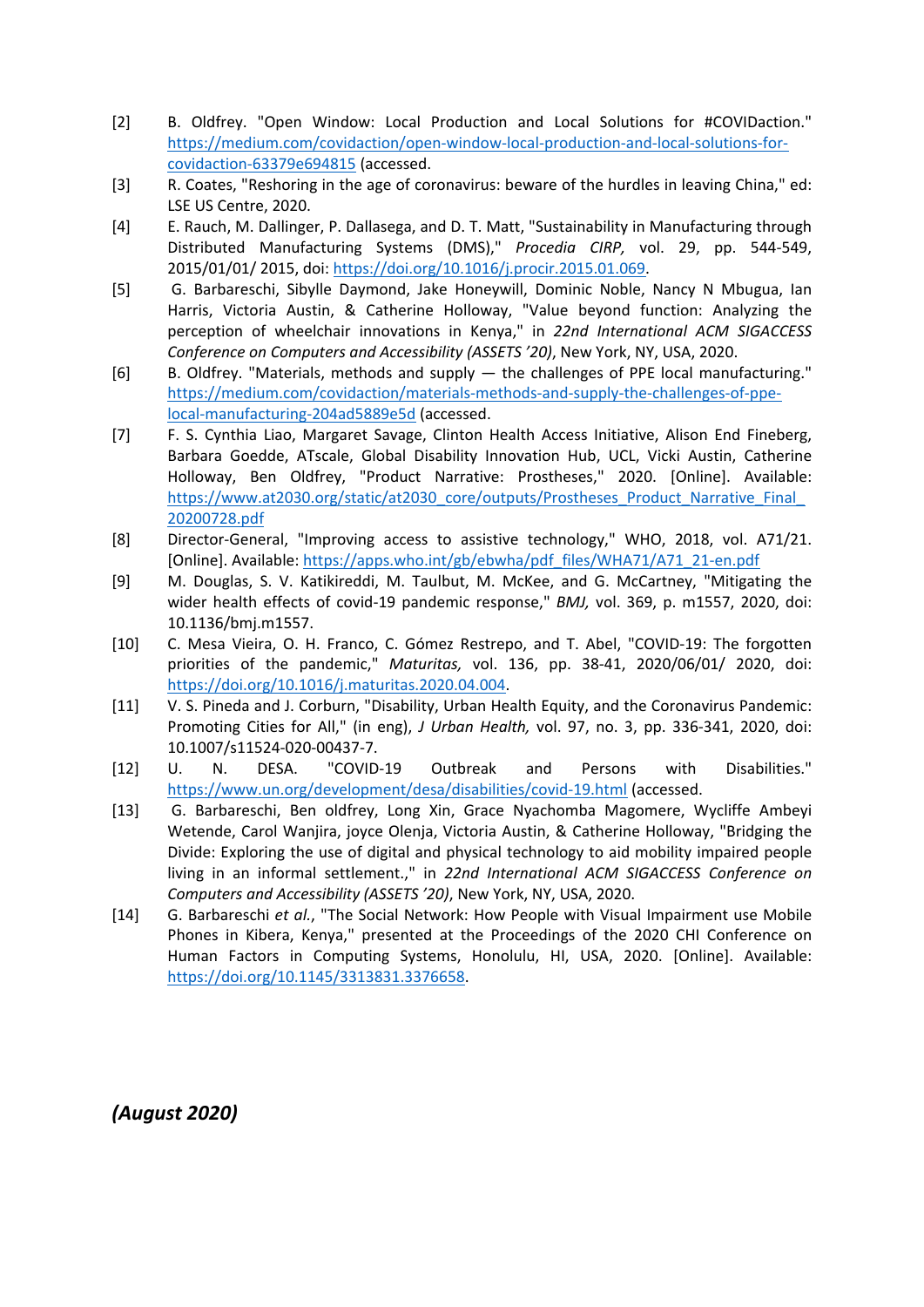[2] B. Oldfrey. "Open Window: Local Production and Local Solutions for #COVIDaction." https://medium.com/covidaction/open-window-local-production-and-local-solutions-for-covidaction-63379e694815 (accessed.

[3] R. Coates, "Reshoring in the age of coronavirus: beware of the hurdles in leaving China," ed: LSE US Centre, 2020.

[4] E. Rauch, M. Dallinger, P. Dallasega, and D. T. Matt, "Sustainability in Manufacturing through Distributed Manufacturing Systems (DMS)," *Procedia CIRP,* vol. 29, pp. 544-549, 2015/01/01/ 2015, doi: https://doi.org/10.1016/j.procir.2015.01.069.

[5] G. Barbareschi, Sibylle Daymond, Jake Honeywill, Dominic Noble, Nancy N Mbugua, Ian Harris, Victoria Austin, & Catherine Holloway, "Value beyond function: Analyzing the perception of wheelchair innovations in Kenya," in *22nd International ACM SIGACCESS Conference on Computers and Accessibility (ASSETS '20)*, New York, NY, USA, 2020.

[6] B. Oldfrey. "Materials, methods and supply — the challenges of PPE local manufacturing." https://medium.com/covidaction/materials-methods-and-supply-the-challenges-of-ppe-local-manufacturing-204ad5889e5d (accessed.

[7] F. S. Cynthia Liao, Margaret Savage, Clinton Health Access Initiative, Alison End Fineberg, Barbara Goedde, ATscale, Global Disability Innovation Hub, UCL, Vicki Austin, Catherine Holloway, Ben Oldfrey, "Product Narrative: Prostheses," 2020. [Online]. Available: https://www.at2030.org/static/at2030_core/outputs/Prostheses_Product_Narrative_Final_20200728.pdf

[8] Director-General, "Improving access to assistive technology," WHO, 2018, vol. A71/21. [Online]. Available: https://apps.who.int/gb/ebwha/pdf_files/WHA71/A71_21-en.pdf

[9] M. Douglas, S. V. Katikireddi, M. Taulbut, M. McKee, and G. McCartney, "Mitigating the wider health effects of covid-19 pandemic response," *BMJ,* vol. 369, p. m1557, 2020, doi: 10.1136/bmj.m1557.

[10] C. Mesa Vieira, O. H. Franco, C. Gómez Restrepo, and T. Abel, "COVID-19: The forgotten priorities of the pandemic," *Maturitas,* vol. 136, pp. 38-41, 2020/06/01/ 2020, doi: https://doi.org/10.1016/j.maturitas.2020.04.004.

[11] V. S. Pineda and J. Corburn, "Disability, Urban Health Equity, and the Coronavirus Pandemic: Promoting Cities for All," (in eng), *J Urban Health,* vol. 97, no. 3, pp. 336-341, 2020, doi: 10.1007/s11524-020-00437-7.

[12] U. N. DESA. "COVID-19 Outbreak and Persons with Disabilities." https://www.un.org/development/desa/disabilities/covid-19.html (accessed.

[13] G. Barbareschi, Ben oldfrey, Long Xin, Grace Nyachomba Magomere, Wycliffe Ambeyi Wetende, Carol Wanjira, joyce Olenja, Victoria Austin, & Catherine Holloway, "Bridging the Divide: Exploring the use of digital and physical technology to aid mobility impaired people living in an informal settlement.," in *22nd International ACM SIGACCESS Conference on Computers and Accessibility (ASSETS '20)*, New York, NY, USA, 2020.

[14] G. Barbareschi *et al.*, "The Social Network: How People with Visual Impairment use Mobile Phones in Kibera, Kenya," presented at the Proceedings of the 2020 CHI Conference on Human Factors in Computing Systems, Honolulu, HI, USA, 2020. [Online]. Available: https://doi.org/10.1145/3313831.3376658.

***(August 2020)***